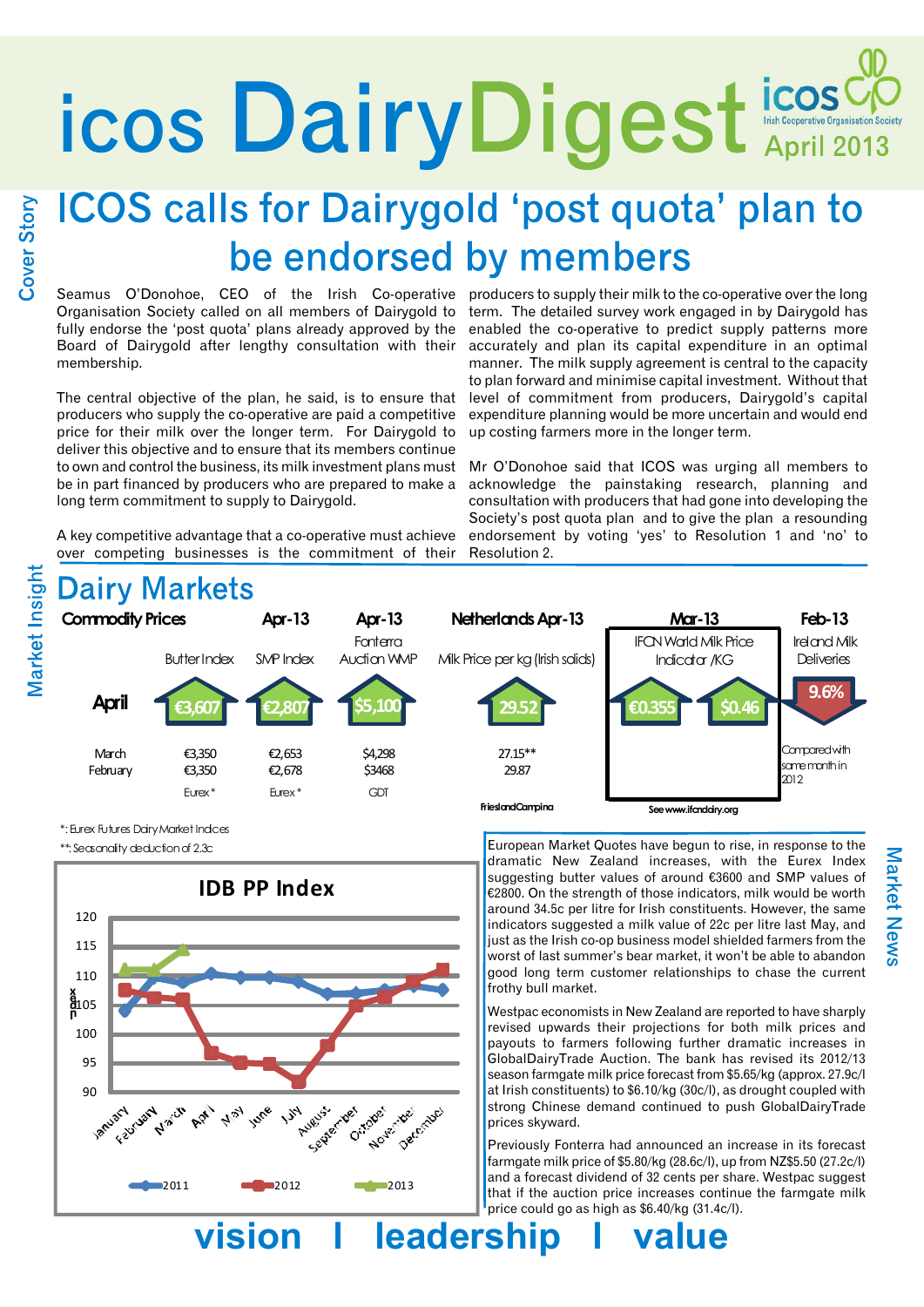# icos DairyDigest

icos Irish Cooperative Organisation Society April 2013

Cover Story

## ICOS calls for Dairygold 'post quota' plan to be endorsed by members

Seamus O'Donohoe, CEO of the Irish Co-operative Organisation Society called on all members of Dairygold to fully endorse the 'post quota' plans already approved by the Board of Dairygold after lengthy consultation with their membership.

The central objective of the plan, he said, is to ensure that producers who supply the co-operative are paid a competitive price for their milk over the longer term. For Dairygold to deliver this objective and to ensure that its members continue to own and control the business, its milk investment plans must be in part financed by producers who are prepared to make a long term commitment to supply to Dairygold.

A key competitive advantage that a co-operative must achieve over competing businesses is the commitment of their producers to supply their milk to the co-operative over the long term. The detailed survey work engaged in by Dairygold has enabled the co-operative to predict supply patterns more accurately and plan its capital expenditure in an optimal manner. The milk supply agreement is central to the capacity to plan forward and minimise capital investment. Without that level of commitment from producers, Dairygold's capital expenditure planning would be more uncertain and would end up costing farmers more in the longer term.

Mr O'Donohoe said that ICOS was urging all members to acknowledge the painstaking research, planning and consultation with producers that had gone into developing the Society's post quota plan and to give the plan a resounding endorsement by voting 'yes' to Resolution 1 and 'no' to Resolution 2.

Market Insight

## Dairy Markets

| Commodity Prices | Apr-13 Butter Index | Apr-13 SMP Index | Apr-13 Fonterra Auction WMP | Netherlands Apr-13 Milk Price per kg (Irish solids) | Mar-13 IFCN World Milk Price Indicator /KG | | Feb-13 Ireland Milk Deliveries |
|---|---|---|---|---|---|---|---|
| April | €3,607 | €2,807 | $5,100 | 29.52 | €0.355 | $0.46 | 9.6% |
| March | €3,350 | €2,653 | $4,298 | 27.15** | | | Compared with same month in 2012 |
| February | €3,350 | €2,678 | $3468 | 29.87 | | | |
| | Eurex* | Eurex* | GDT | FrieslandCampina | See www.ifcndairy.org | | |

*: Eurex Futures Dairy Market Indices

**: Seasonality deduction of 2.3c

**IDB PP Index**

| | January | February | March | April | May | June | July | August | September | October | November | December |
|---|---|---|---|---|---|---|---|---|---|---|---|---|
| 2011 | 104 | 109.5 | 109 | 110.5 | 110 | 110 | 109 | 107 | 107 | 107.5 | 108.5 | 107.5 |
| 2012 | 107.5 | 106.5 | 106 | 96.5 | 95 | 95 | 92 | 98 | 105 | 106.5 | 109 | 111 |
| 2013 | 111 | 111 | 114.5 | | | | | | | | | |

Market News

European Market Quotes have begun to rise, in response to the dramatic New Zealand increases, with the Eurex Index suggesting butter values of around €3600 and SMP values of €2800. On the strength of those indicators, milk would be worth around 34.5c per litre for Irish constituents. However, the same indicators suggested a milk value of 22c per litre last May, and just as the Irish co-op business model shielded farmers from the worst of last summer's bear market, it won't be able to abandon good long term customer relationships to chase the current frothy bull market.

Westpac economists in New Zealand are reported to have sharply revised upwards their projections for both milk prices and payouts to farmers following further dramatic increases in GlobalDairyTrade Auction. The bank has revised its 2012/13 season farmgate milk price forecast from $5.65/kg (approx. 27.9c/l at Irish constituents) to $6.10/kg (30c/l), as drought coupled with strong Chinese demand continued to push GlobalDairyTrade prices skyward.

Previously Fonterra had announced an increase in its forecast farmgate milk price of $5.80/kg (28.6c/l), up from NZ$5.50 (27.2c/l) and a forecast dividend of 32 cents per share. Westpac suggest that if the auction price increases continue the farmgate milk price could go as high as $6.40/kg (31.4c/l).

**vision I leadership I value**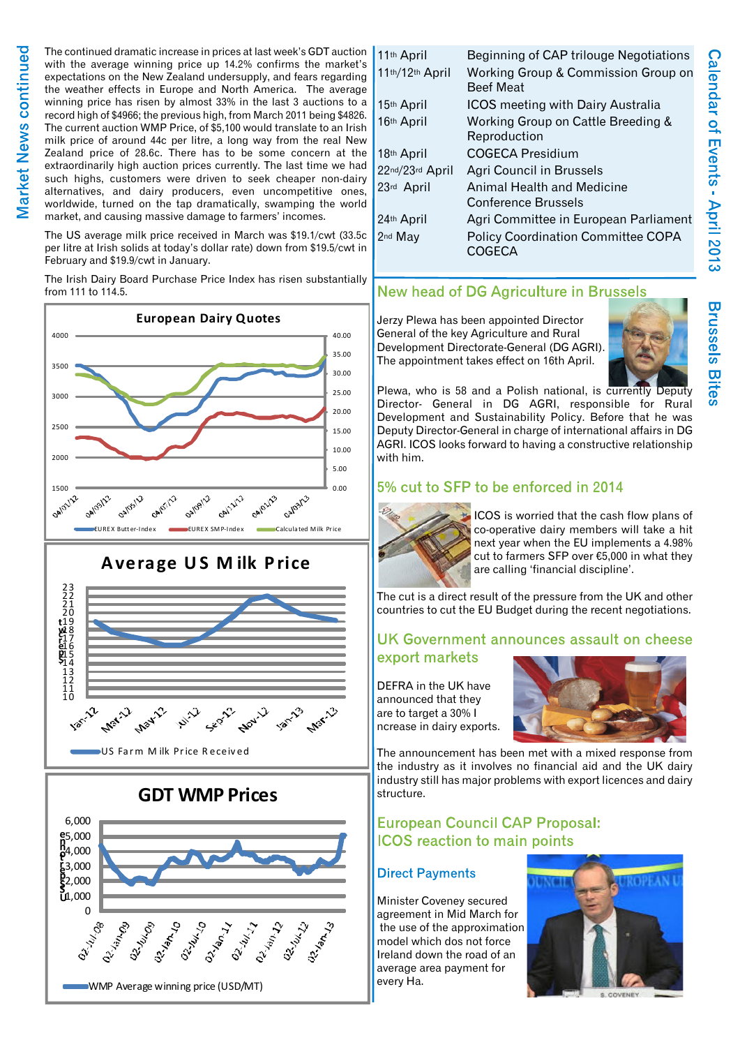## Market News continued

The continued dramatic increase in prices at last week's GDT auction with the average winning price up 14.2% confirms the market's expectations on the New Zealand undersupply, and fears regarding the weather effects in Europe and North America. The average winning price has risen by almost 33% in the last 3 auctions to a record high of $4966; the previous high, from March 2011 being $4826. The current auction WMP Price, of $5,100 would translate to an Irish milk price of around 44c per litre, a long way from the real New Zealand price of 28.6c. There has to be some concern at the extraordinarily high auction prices currently. The last time we had such highs, customers were driven to seek cheaper non-dairy alternatives, and dairy producers, even uncompetitive ones, worldwide, turned on the tap dramatically, swamping the world market, and causing massive damage to farmers' incomes.

The US average milk price received in March was $19.1/cwt (33.5c per litre at Irish solids at today's dollar rate) down from $19.5/cwt in February and $19.9/cwt in January.

The Irish Dairy Board Purchase Price Index has risen substantially from 111 to 114.5.

**European Dairy Quotes**

EUREX Butter-Index, EUREX SMP-Index, Calculated Milk Price

**Average US Milk Price**

US Farm Milk Price Received

**GDT WMP Prices**

WMP Average winning price (USD/MT)

## Calendar of Events - April 2013

| | |
|---|---|
| 11th April | Beginning of CAP trilouge Negotiations |
| 11th/12th April | Working Group & Commission Group on Beef Meat |
| 15th April | ICOS meeting with Dairy Australia |
| 16th April | Working Group on Cattle Breeding & Reproduction |
| 18th April | COGECA Presidium |
| 22nd/23rd April | Agri Council in Brussels |
| 23rd April | Animal Health and Medicine Conference Brussels |
| 24th April | Agri Committee in European Parliament |
| 2nd May | Policy Coordination Committee COPA COGECA |

## Brussels Bites

### New head of DG Agriculture in Brussels

Jerzy Plewa has been appointed Director General of the key Agriculture and Rural Development Directorate-General (DG AGRI). The appointment takes effect on 16th April.

Plewa, who is 58 and a Polish national, is currently Deputy Director- General in DG AGRI, responsible for Rural Development and Sustainability Policy. Before that he was Deputy Director-General in charge of international affairs in DG AGRI. ICOS looks forward to having a constructive relationship with him.

### 5% cut to SFP to be enforced in 2014

ICOS is worried that the cash flow plans of co-operative dairy members will take a hit next year when the EU implements a 4.98% cut to farmers SFP over €5,000 in what they are calling 'financial discipline'.

The cut is a direct result of the pressure from the UK and other countries to cut the EU Budget during the recent negotiations.

### UK Government announces assault on cheese export markets

DEFRA in the UK have announced that they are to target a 30% increase in dairy exports.

The announcement has been met with a mixed response from the industry as it involves no financial aid and the UK dairy industry still has major problems with export licences and dairy structure.

### European Council CAP Proposal: ICOS reaction to main points

#### Direct Payments

Minister Coveney secured agreement in Mid March for the use of the approximation model which dos not force Ireland down the road of an average area payment for every Ha.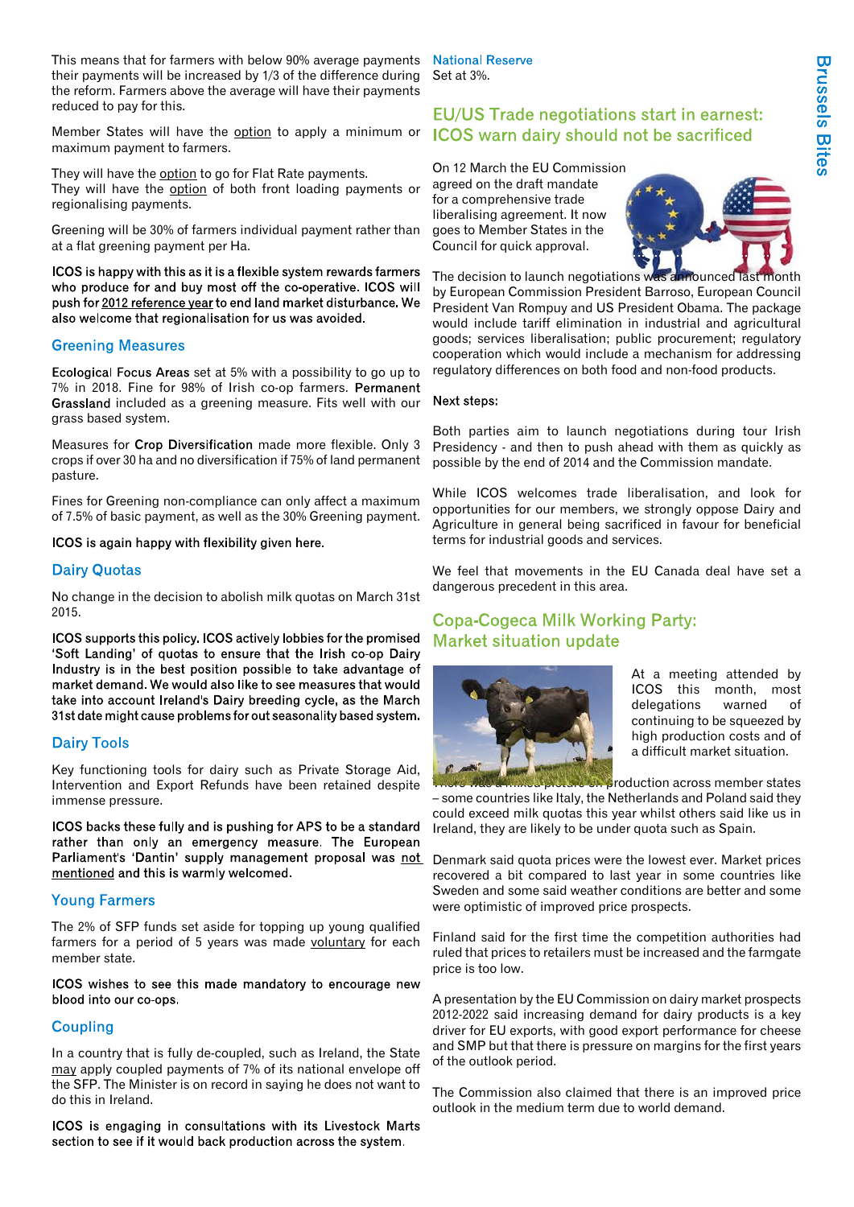This means that for farmers with below 90% average payments their payments will be increased by 1/3 of the difference during the reform. Farmers above the average will have their payments reduced to pay for this.

Member States will have the option to apply a minimum or maximum payment to farmers.

They will have the option to go for Flat Rate payments.
They will have the option of both front loading payments or regionalising payments.

Greening will be 30% of farmers individual payment rather than at a flat greening payment per Ha.

**ICOS is happy with this as it is a flexible system rewards farmers who produce for and buy most off the co-operative. ICOS will push for 2012 reference year to end land market disturbance. We also welcome that regionalisation for us was avoided.**

## Greening Measures

**Ecological Focus Areas** set at 5% with a possibility to go up to 7% in 2018. Fine for 98% of Irish co-op farmers. **Permanent Grassland** included as a greening measure. Fits well with our grass based system.

Measures for **Crop Diversification** made more flexible. Only 3 crops if over 30 ha and no diversification if 75% of land permanent pasture.

Fines for Greening non-compliance can only affect a maximum of 7.5% of basic payment, as well as the 30% Greening payment.

**ICOS is again happy with flexibility given here.**

## Dairy Quotas

No change in the decision to abolish milk quotas on March 31st 2015.

**ICOS supports this policy. ICOS actively lobbies for the promised 'Soft Landing' of quotas to ensure that the Irish co-op Dairy Industry is in the best position possible to take advantage of market demand. We would also like to see measures that would take into account Ireland's Dairy breeding cycle, as the March 31st date might cause problems for out seasonality based system.**

## Dairy Tools

Key functioning tools for dairy such as Private Storage Aid, Intervention and Export Refunds have been retained despite immense pressure.

**ICOS backs these fully and is pushing for APS to be a standard rather than only an emergency measure. The European Parliament's 'Dantin' supply management proposal was not mentioned and this is warmly welcomed.**

## Young Farmers

The 2% of SFP funds set aside for topping up young qualified farmers for a period of 5 years was made voluntary for each member state.

**ICOS wishes to see this made mandatory to encourage new blood into our co-ops.**

## Coupling

In a country that is fully de-coupled, such as Ireland, the State may apply coupled payments of 7% of its national envelope off the SFP. The Minister is on record in saying he does not want to do this in Ireland.

**ICOS is engaging in consultations with its Livestock Marts section to see if it would back production across the system.**

## National Reserve

Set at 3%.

## EU/US Trade negotiations start in earnest: ICOS warn dairy should not be sacrificed

On 12 March the EU Commission agreed on the draft mandate for a comprehensive trade liberalising agreement. It now goes to Member States in the Council for quick approval.

The decision to launch negotiations was announced last month by European Commission President Barroso, European Council President Van Rompuy and US President Obama. The package would include tariff elimination in industrial and agricultural goods; services liberalisation; public procurement; regulatory cooperation which would include a mechanism for addressing regulatory differences on both food and non-food products.

**Next steps:**

Both parties aim to launch negotiations during tour Irish Presidency - and then to push ahead with them as quickly as possible by the end of 2014 and the Commission mandate.

While ICOS welcomes trade liberalisation, and look for opportunities for our members, we strongly oppose Dairy and Agriculture in general being sacrificed in favour for beneficial terms for industrial goods and services.

We feel that movements in the EU Canada deal have set a dangerous precedent in this area.

## Copa-Cogeca Milk Working Party: Market situation update

At a meeting attended by ICOS this month, most delegations warned of continuing to be squeezed by high production costs and of a difficult market situation.

There was a mixed picture on production across member states – some countries like Italy, the Netherlands and Poland said they could exceed milk quotas this year whilst others said like us in Ireland, they are likely to be under quota such as Spain.

Denmark said quota prices were the lowest ever. Market prices recovered a bit compared to last year in some countries like Sweden and some said weather conditions are better and some were optimistic of improved price prospects.

Finland said for the first time the competition authorities had ruled that prices to retailers must be increased and the farmgate price is too low.

A presentation by the EU Commission on dairy market prospects 2012-2022 said increasing demand for dairy products is a key driver for EU exports, with good export performance for cheese and SMP but that there is pressure on margins for the first years of the outlook period.

The Commission also claimed that there is an improved price outlook in the medium term due to world demand.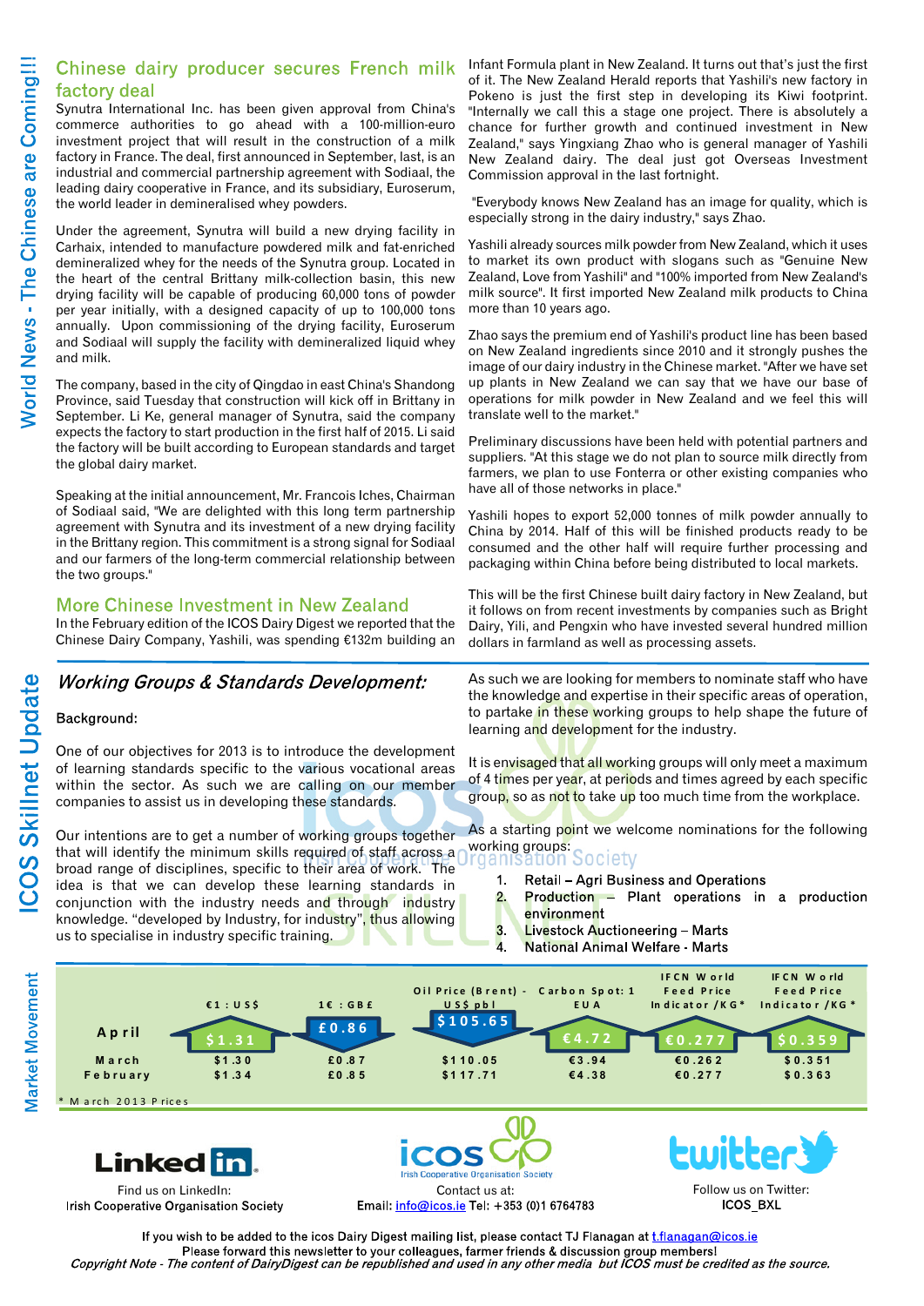## World News - The Chinese are Coming!!!

### Chinese dairy producer secures French milk factory deal

Synutra International Inc. has been given approval from China's commerce authorities to go ahead with a 100-million-euro investment project that will result in the construction of a milk factory in France. The deal, first announced in September, last, is an industrial and commercial partnership agreement with Sodiaal, the leading dairy cooperative in France, and its subsidiary, Euroserum, the world leader in demineralised whey powders.

Under the agreement, Synutra will build a new drying facility in Carhaix, intended to manufacture powdered milk and fat-enriched demineralized whey for the needs of the Synutra group. Located in the heart of the central Brittany milk-collection basin, this new drying facility will be capable of producing 60,000 tons of powder per year initially, with a designed capacity of up to 100,000 tons annually. Upon commissioning of the drying facility, Euroserum and Sodiaal will supply the facility with demineralized liquid whey and milk.

The company, based in the city of Qingdao in east China's Shandong Province, said Tuesday that construction will kick off in Brittany in September. Li Ke, general manager of Synutra, said the company expects the factory to start production in the first half of 2015. Li said the factory will be built according to European standards and target the global dairy market.

Speaking at the initial announcement, Mr. Francois Iches, Chairman of Sodiaal said, "We are delighted with this long term partnership agreement with Synutra and its investment of a new drying facility in the Brittany region. This commitment is a strong signal for Sodiaal and our farmers of the long-term commercial relationship between the two groups."

### More Chinese Investment in New Zealand

In the February edition of the ICOS Dairy Digest we reported that the Chinese Dairy Company, Yashili, was spending €132m building an Infant Formula plant in New Zealand. It turns out that's just the first of it. The New Zealand Herald reports that Yashili's new factory in Pokeno is just the first step in developing its Kiwi footprint. "Internally we call this a stage one project. There is absolutely a chance for further growth and continued investment in New Zealand," says Yingxiang Zhao who is general manager of Yashili New Zealand dairy. The deal just got Overseas Investment Commission approval in the last fortnight.

"Everybody knows New Zealand has an image for quality, which is especially strong in the dairy industry," says Zhao.

Yashili already sources milk powder from New Zealand, which it uses to market its own product with slogans such as "Genuine New Zealand, Love from Yashili" and "100% imported from New Zealand's milk source". It first imported New Zealand milk products to China more than 10 years ago.

Zhao says the premium end of Yashili's product line has been based on New Zealand ingredients since 2010 and it strongly pushes the image of our dairy industry in the Chinese market. "After we have set up plants in New Zealand we can say that we have our base of operations for milk powder in New Zealand and we feel this will translate well to the market."

Preliminary discussions have been held with potential partners and suppliers. "At this stage we do not plan to source milk directly from farmers, we plan to use Fonterra or other existing companies who have all of those networks in place."

Yashili hopes to export 52,000 tonnes of milk powder annually to China by 2014. Half of this will be finished products ready to be consumed and the other half will require further processing and packaging within China before being distributed to local markets.

This will be the first Chinese built dairy factory in New Zealand, but it follows on from recent investments by companies such as Bright Dairy, Yili, and Pengxin who have invested several hundred million dollars in farmland as well as processing assets.

## ICOS Skillnet Update

### *Working Groups & Standards Development:*

**Background:**

One of our objectives for 2013 is to introduce the development of learning standards specific to the various vocational areas within the sector. As such we are calling on our member companies to assist us in developing these standards.

Our intentions are to get a number of working groups together that will identify the minimum skills required of staff across a broad range of disciplines, specific to their area of work. The idea is that we can develop these learning standards in conjunction with the industry needs and through industry knowledge. "developed by Industry, for industry", thus allowing us to specialise in industry specific training.

As such we are looking for members to nominate staff who have the knowledge and expertise in their specific areas of operation, to partake in these working groups to help shape the future of learning and development for the industry.

It is envisaged that all working groups will only meet a maximum of 4 times per year, at periods and times agreed by each specific group, so as not to take up too much time from the workplace.

As a starting point we welcome nominations for the following working groups:

1. Retail – Agri Business and Operations
2. Production – Plant operations in a production environment
3. Livestock Auctioneering – Marts
4. National Animal Welfare - Marts

## Market Movement

| | €1 : US$ | 1€ : GB£ | Oil Price (Brent) - US$ pbl | Carbon Spot: 1 EUA | IFCN World Feed Price Indicator /KG* | IFCN World Feed Price Indicator /KG* |
|---|---|---|---|---|---|---|
| April | $1.31 | £0.86 | $105.65 | €4.72 | €0.277 | $0.359 |
| March | $1.30 | £0.87 | $110.05 | €3.94 | €0.262 | $0.351 |
| February | $1.34 | £0.85 | $117.71 | €4.38 | €0.277 | $0.363 |

\* March 2013 Prices

Find us on LinkedIn:
Irish Cooperative Organisation Society

Contact us at:
Email: info@icos.ie Tel: +353 (0)1 6764783

Follow us on Twitter:
ICOS_BXL

**If you wish to be added to the icos Dairy Digest mailing list, please contact TJ Flanagan at t.flanagan@icos.ie**
**Please forward this newsletter to your colleagues, farmer friends & discussion group members!**
***Copyright Note - The content of DairyDigest can be republished and used in any other media but ICOS must be credited as the source.***